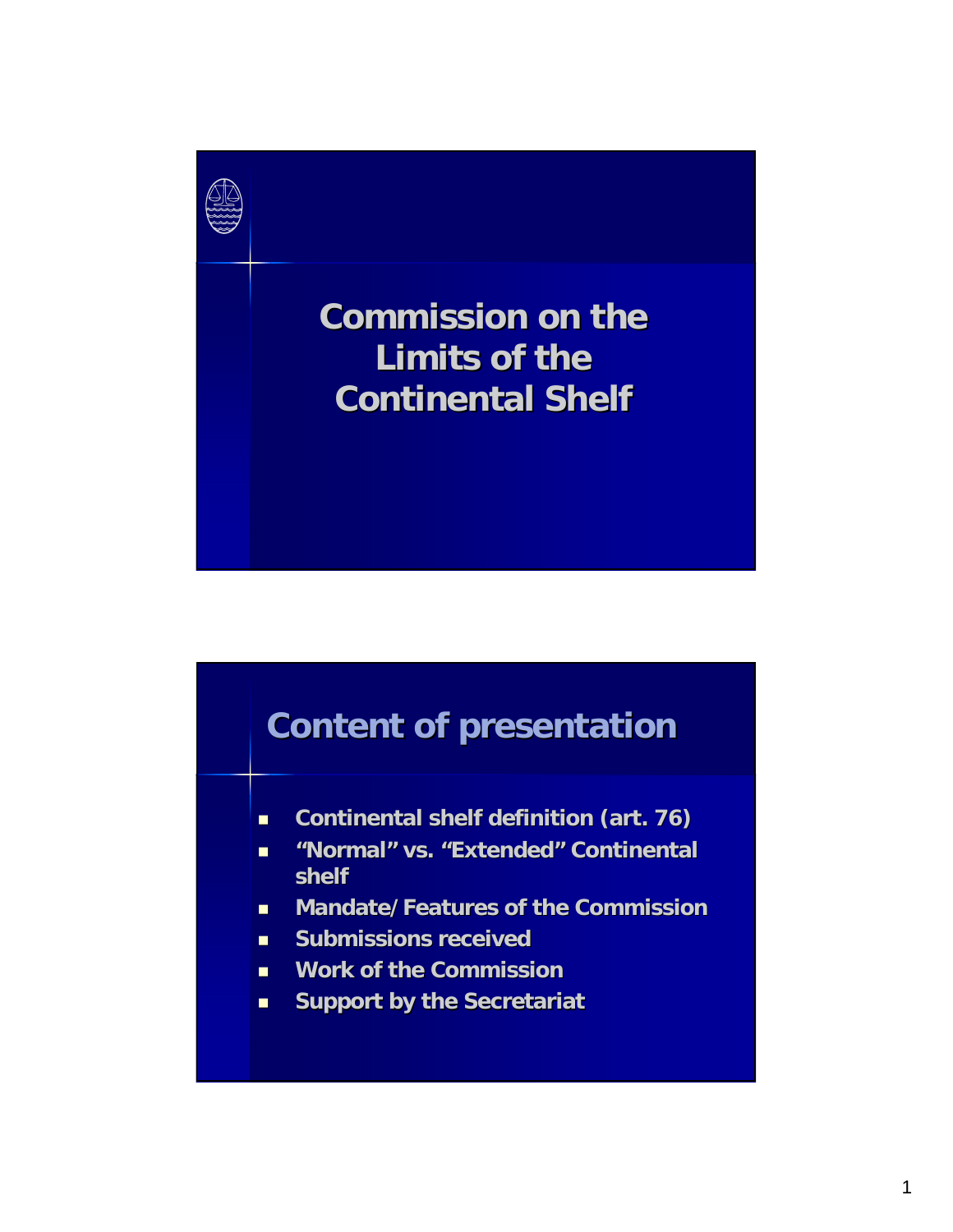# Commission on the Limits of the Continental Shelf

## Content of presentation

- Continental shelf definition (art. 76)
- "Normal" vs. "Extended" Continental shelf
- Mandate/Features of the Commission
- Submissions received
- Work of the Commission
- Support by the Secretariat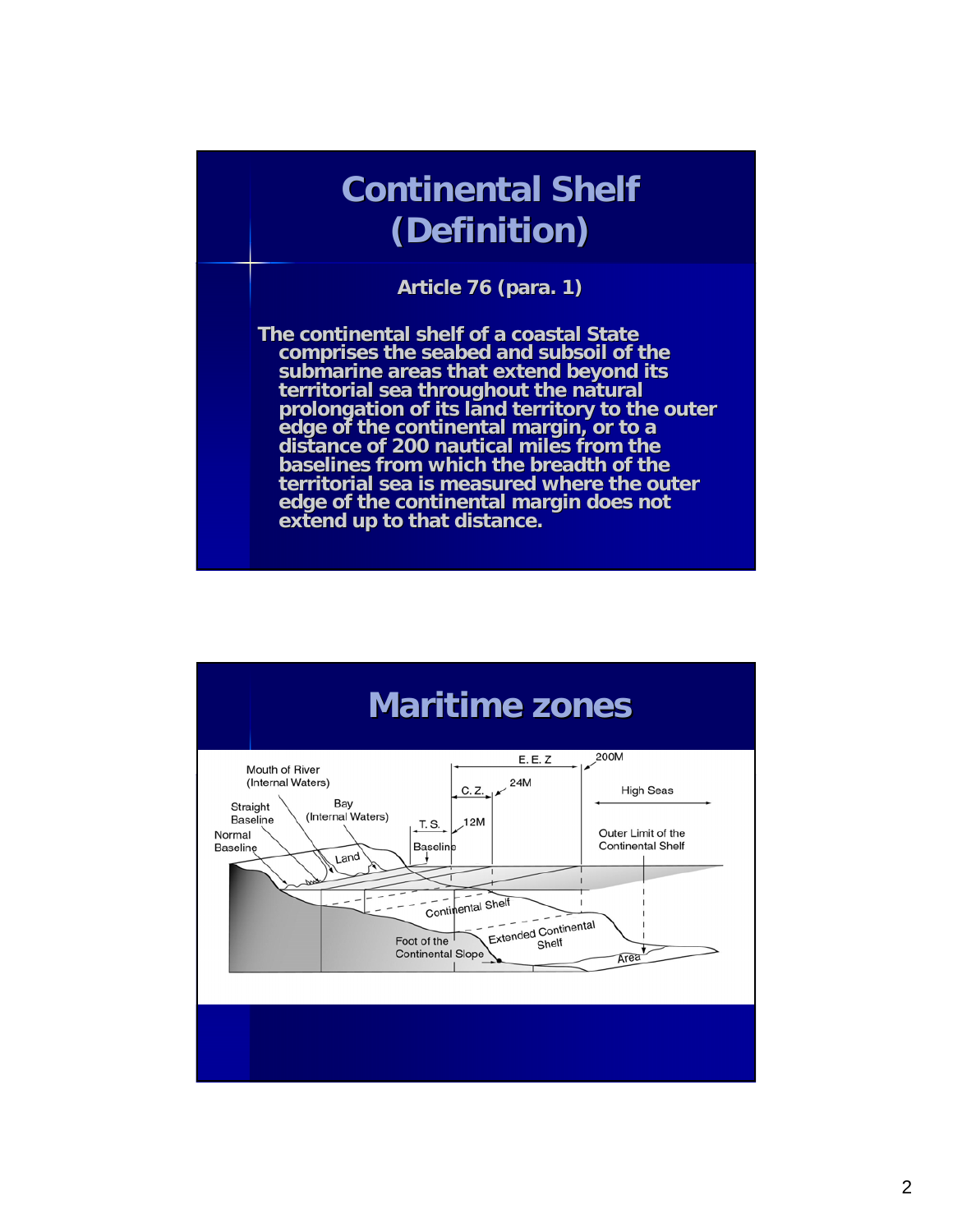# Continental Shelf (Definition)

**Article 76 (para. 1)**

**The continental shelf of a coastal State comprises the seabed and subsoil of the submarine areas that extend beyond its territorial sea throughout the natural prolongation of its land territory to the outer edge of the continental margin, or to a distance of 200 nautical miles from the baselines from which the breadth of the territorial sea is measured where the outer edge of the continental margin does not extend up to that distance.**

# Maritime zones

Mouth of River (Internal Waters)

Straight Baseline

Normal Baseline

Bay (Internal Waters)

Land

T. S.

Baseline

12M

C. Z.

24M

E. E. Z

200M

High Seas

Outer Limit of the Continental Shelf

Continental Shelf

Foot of the Continental Slope

Extended Continental Shelf

Area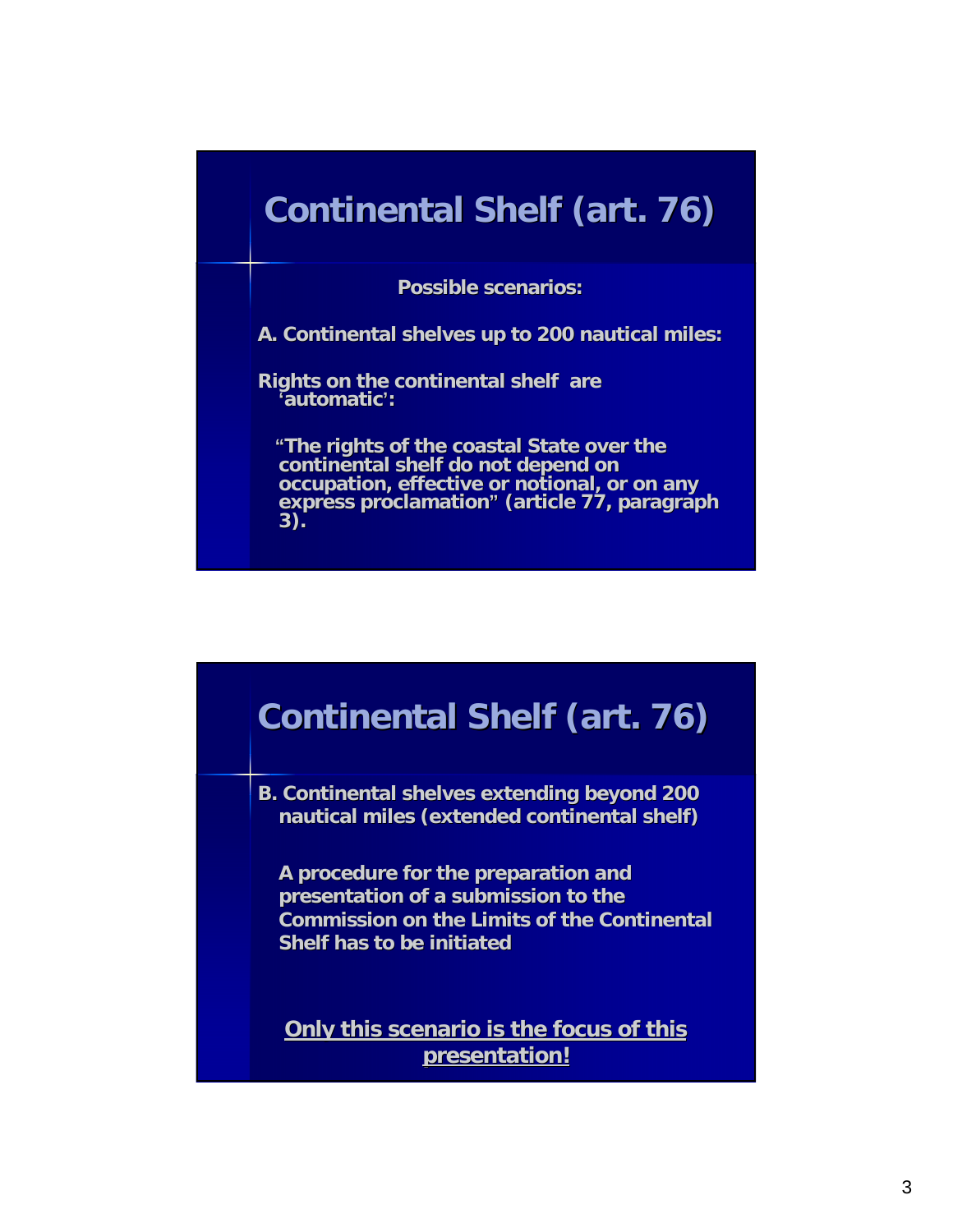# Continental Shelf (art. 76)

**Possible scenarios:**

**A. Continental shelves up to 200 nautical miles:**

**Rights on the continental shelf are 'automatic':**

**"The rights of the coastal State over the continental shelf do not depend on occupation, effective or notional, or on any express proclamation" (article 77, paragraph 3).**

# Continental Shelf (art. 76)

**B. Continental shelves extending beyond 200 nautical miles (extended continental shelf)**

**A procedure for the preparation and presentation of a submission to the Commission on the Limits of the Continental Shelf has to be initiated**

**<u>Only this scenario is the focus of this presentation!</u>**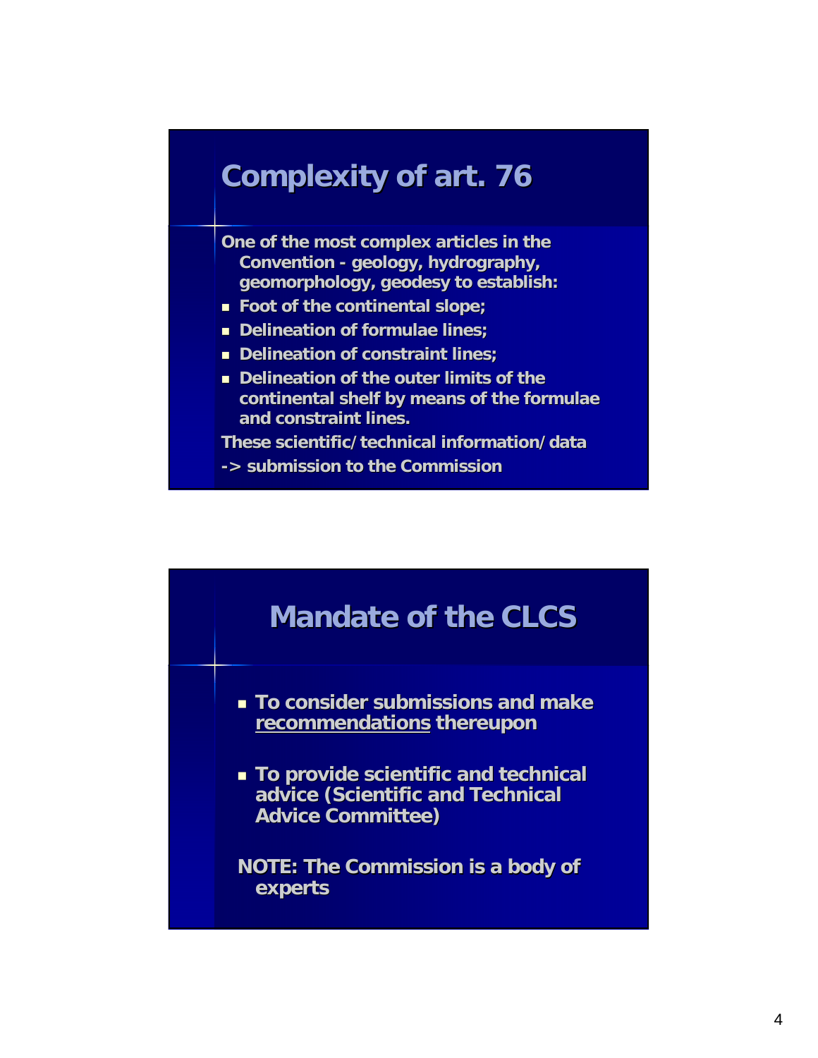## Complexity of art. 76

One of the most complex articles in the Convention - geology, hydrography, geomorphology, geodesy to establish:

- Foot of the continental slope;
- Delineation of formulae lines;
- Delineation of constraint lines;
- Delineation of the outer limits of the continental shelf by means of the formulae and constraint lines.

These scientific/technical information/data

-> submission to the Commission

## Mandate of the CLCS

- To consider submissions and make recommendations thereupon
- To provide scientific and technical advice (Scientific and Technical Advice Committee)

NOTE: The Commission is a body of experts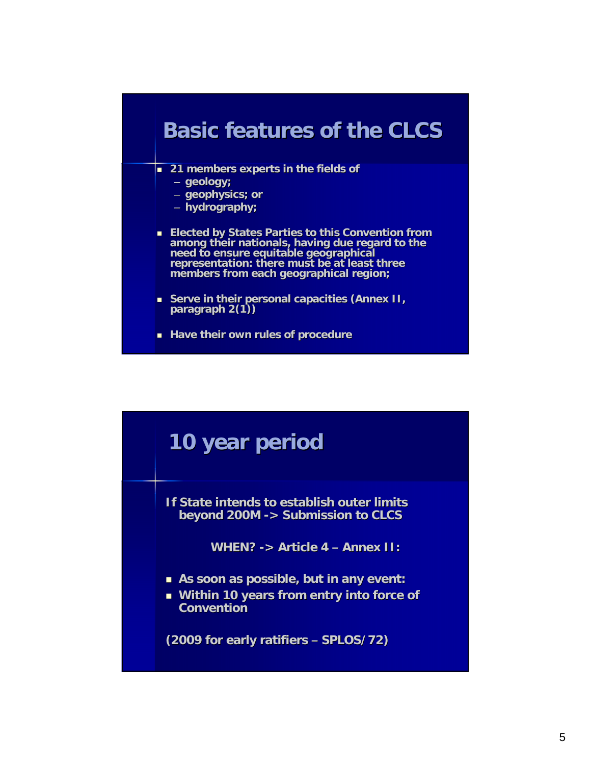## Basic features of the CLCS

- 21 members experts in the fields of
  - geology;
  - geophysics; or
  - hydrography;
- Elected by States Parties to this Convention from among their nationals, having due regard to the need to ensure equitable geographical representation: there must be at least three members from each geographical region;
- Serve in their personal capacities (Annex II, paragraph 2(1))
- Have their own rules of procedure

## 10 year period

If State intends to establish outer limits beyond 200M -> Submission to CLCS

WHEN? -> Article 4 – Annex II:

- As soon as possible, but in any event:
- Within 10 years from entry into force of Convention

(2009 for early ratifiers – SPLOS/72)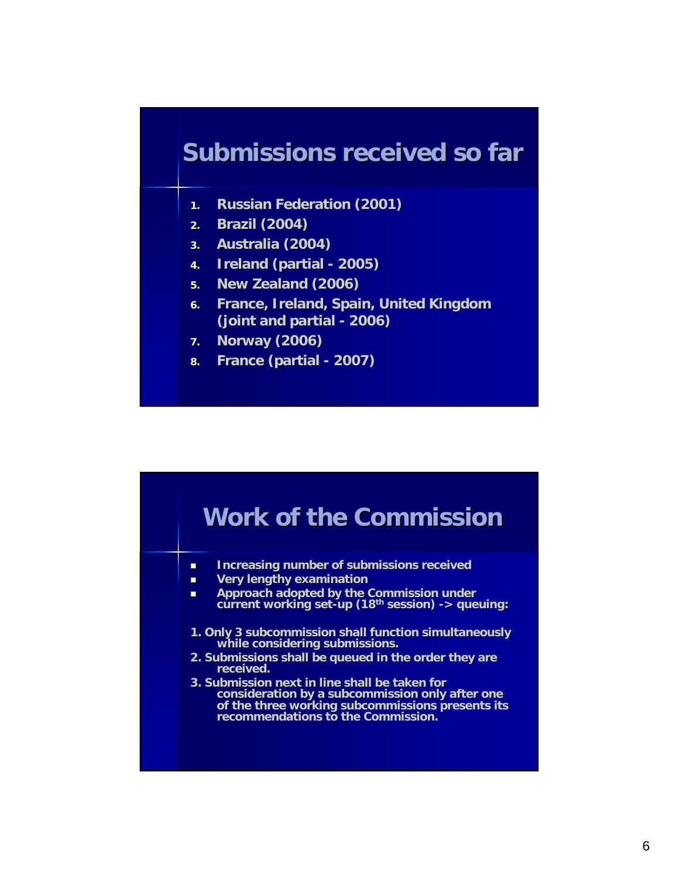## Submissions received so far

1. Russian Federation (2001)
2. Brazil (2004)
3. Australia (2004)
4. Ireland (partial - 2005)
5. New Zealand (2006)
6. France, Ireland, Spain, United Kingdom (joint and partial - 2006)
7. Norway (2006)
8. France (partial - 2007)

## Work of the Commission

- Increasing number of submissions received
- Very lengthy examination
- Approach adopted by the Commission under current working set-up (18th session) -> queuing:

1. Only 3 subcommission shall function simultaneously while considering submissions.
2. Submissions shall be queued in the order they are received.
3. Submission next in line shall be taken for consideration by a subcommission only after one of the three working subcommissions presents its recommendations to the Commission.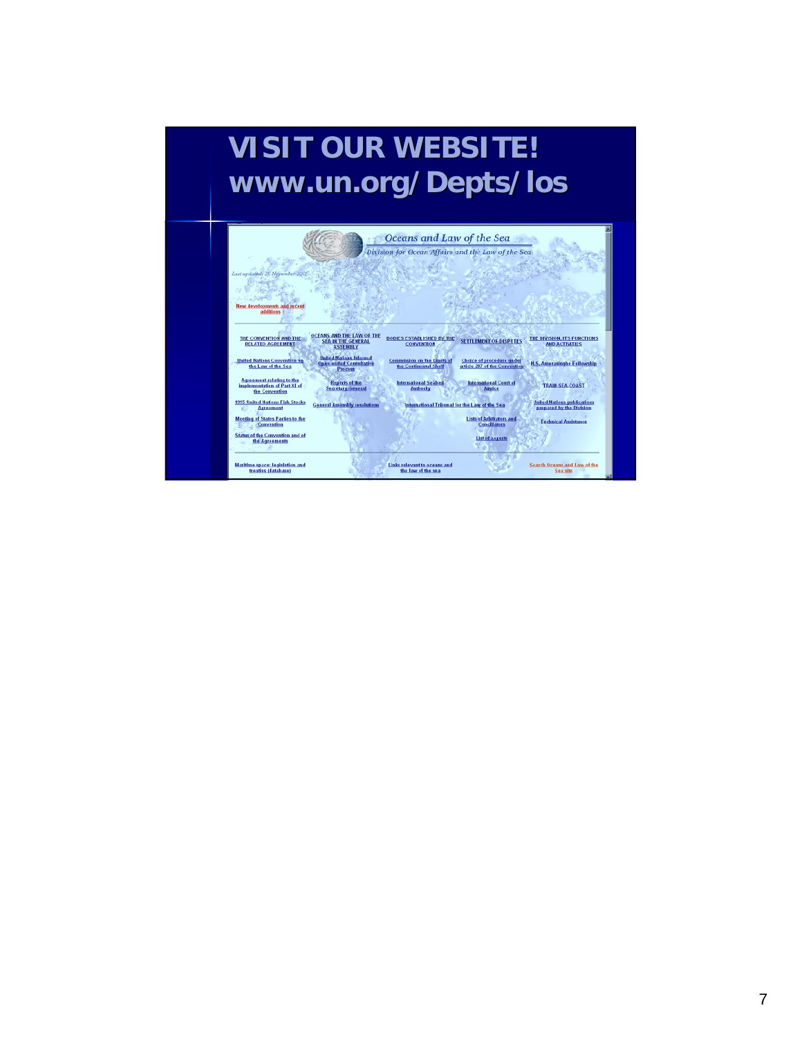# VISIT OUR WEBSITE! www.un.org/Depts/los

Oceans and Law of the Sea

Division for Ocean Affairs and the Law of the Sea

Last updated: 20 November 2001

New developments and recent additions

| THE CONVENTION AND THE RELATED AGREEMENT | OCEANS AND THE LAW OF THE SEA IN THE GENERAL ASSEMBLY | BODIES ESTABLISHED BY THE CONVENTION | SETTLEMENT OF DISPUTES | THE DIVISION, ITS FUNCTIONS AND ACTIVITIES |
|---|---|---|---|---|
| United Nations Convention on the Law of the Sea | United Nations Informal Open-ended Consultative Process | Commission on the Limits of the Continental Shelf | Choice of procedure under article 287 of the Convention | H.S. Amerasinghe Fellowship |
| Agreement relating to the implementation of Part XI of the Convention | Reports of the Secretary-General | International Seabed Authority | International Court of Justice | TRAIN-SEA-COAST |
| 1995 United Nations Fish Stocks Agreement | General Assembly resolutions | International Tribunal for the Law of the Sea | | United Nations publications prepared by the Division |
| Meeting of States Parties to the Convention | | | Lists of Arbitrators and Conciliators | Technical Assistance |
| Status of the Convention and of the Agreements | | | List of experts | |

Maritime space: legislation and treaties (database)

Links relevant to oceans and the law of the sea

Search Oceans and Law of the Sea site